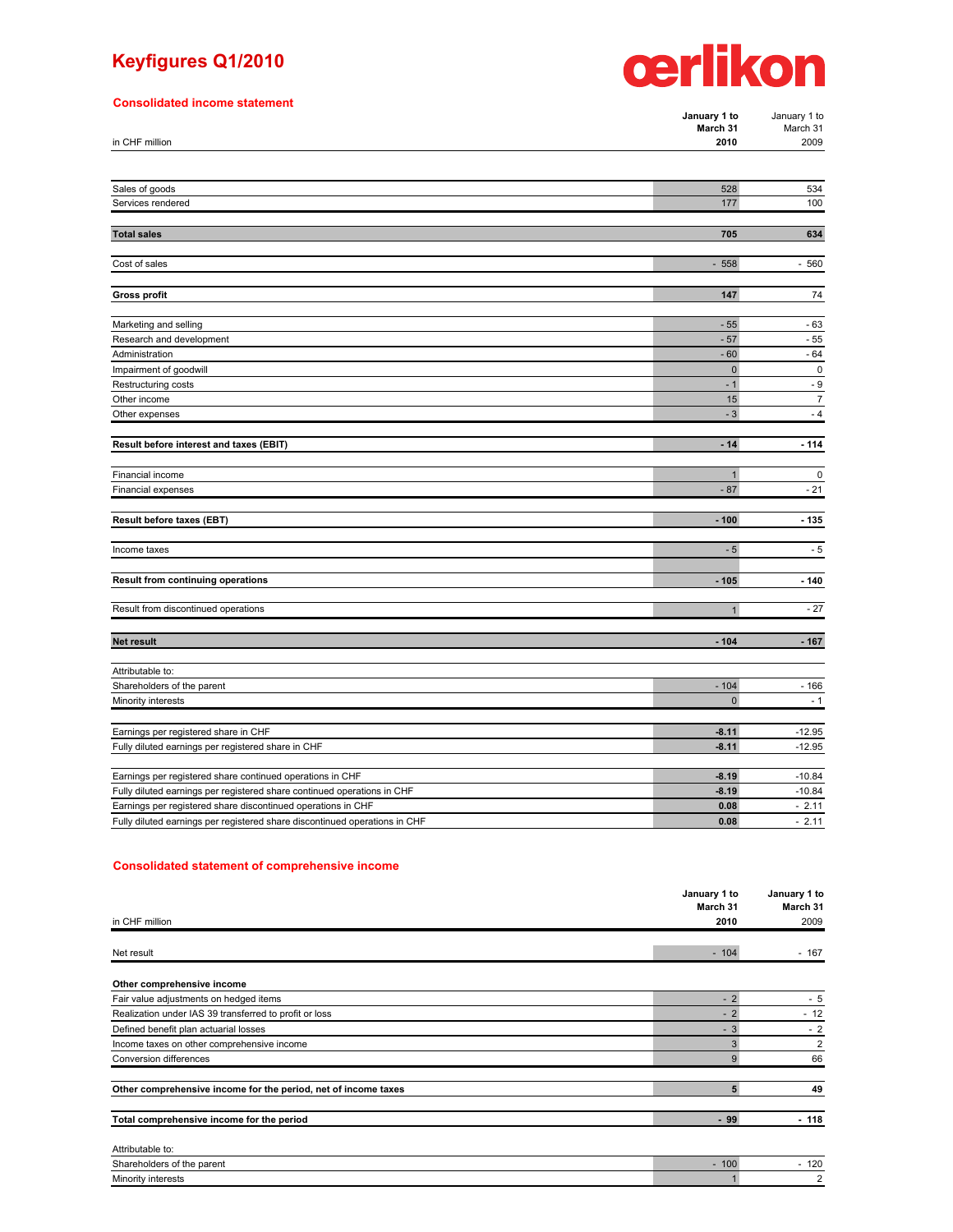# Keyfigures Q1/2010

oerlikon

## Consolidated income statement

| in CHF million | January 1 to March 31 2010 | January 1 to March 31 2009 |
|---|---|---|
| Sales of goods | 528 | 534 |
| Services rendered | 177 | 100 |
| **Total sales** | **705** | **634** |
| Cost of sales | - 558 | - 560 |
| **Gross profit** | **147** | 74 |
| Marketing and selling | - 55 | - 63 |
| Research and development | - 57 | - 55 |
| Administration | - 60 | - 64 |
| Impairment of goodwill | 0 | 0 |
| Restructuring costs | - 1 | - 9 |
| Other income | 15 | 7 |
| Other expenses | - 3 | - 4 |
| **Result before interest and taxes (EBIT)** | **- 14** | **- 114** |
| Financial income | 1 | 0 |
| Financial expenses | - 87 | - 21 |
| **Result before taxes (EBT)** | **- 100** | **- 135** |
| Income taxes | - 5 | - 5 |
| **Result from continuing operations** | **- 105** | **- 140** |
| Result from discontinued operations | 1 | - 27 |
| **Net result** | **- 104** | **- 167** |
| Attributable to: | | |
| Shareholders of the parent | - 104 | - 166 |
| Minority interests | 0 | - 1 |
| Earnings per registered share in CHF | **-8.11** | -12.95 |
| Fully diluted earnings per registered share in CHF | **-8.11** | -12.95 |
| Earnings per registered share continued operations in CHF | **-8.19** | -10.84 |
| Fully diluted earnings per registered share continued operations in CHF | **-8.19** | -10.84 |
| Earnings per registered share discontinued operations in CHF | **0.08** | - 2.11 |
| Fully diluted earnings per registered share discontinued operations in CHF | **0.08** | - 2.11 |

## Consolidated statement of comprehensive income

| in CHF million | January 1 to March 31 2010 | January 1 to March 31 2009 |
|---|---|---|
| Net result | - 104 | - 167 |
| **Other comprehensive income** | | |
| Fair value adjustments on hedged items | - 2 | - 5 |
| Realization under IAS 39 transferred to profit or loss | - 2 | - 12 |
| Defined benefit plan actuarial losses | - 3 | - 2 |
| Income taxes on other comprehensive income | 3 | 2 |
| Conversion differences | 9 | 66 |
| **Other comprehensive income for the period, net of income taxes** | **5** | **49** |
| **Total comprehensive income for the period** | **- 99** | **- 118** |
| Attributable to: | | |
| Shareholders of the parent | - 100 | - 120 |
| Minority interests | 1 | 2 |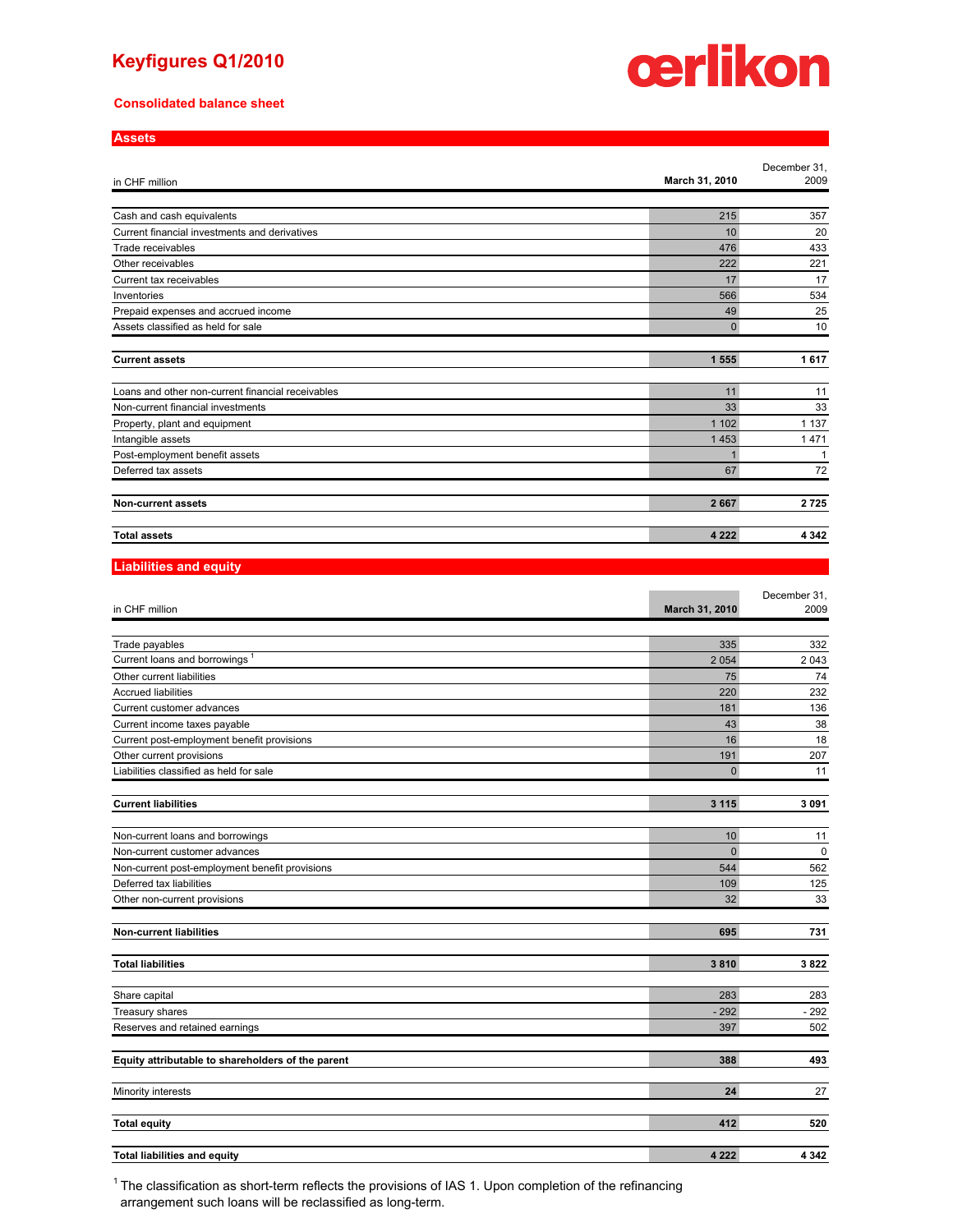# Keyfigures Q1/2010

oerlikon

## Consolidated balance sheet

### Assets

| in CHF million | March 31, 2010 | December 31, 2009 |
|---|---|---|
| Cash and cash equivalents | 215 | 357 |
| Current financial investments and derivatives | 10 | 20 |
| Trade receivables | 476 | 433 |
| Other receivables | 222 | 221 |
| Current tax receivables | 17 | 17 |
| Inventories | 566 | 534 |
| Prepaid expenses and accrued income | 49 | 25 |
| Assets classified as held for sale | 0 | 10 |
| **Current assets** | **1 555** | **1 617** |
| Loans and other non-current financial receivables | 11 | 11 |
| Non-current financial investments | 33 | 33 |
| Property, plant and equipment | 1 102 | 1 137 |
| Intangible assets | 1 453 | 1 471 |
| Post-employment benefit assets | 1 | 1 |
| Deferred tax assets | 67 | 72 |
| **Non-current assets** | **2 667** | **2 725** |
| **Total assets** | **4 222** | **4 342** |

### Liabilities and equity

| in CHF million | March 31, 2010 | December 31, 2009 |
|---|---|---|
| Trade payables | 335 | 332 |
| Current loans and borrowings [1] | 2 054 | 2 043 |
| Other current liabilities | 75 | 74 |
| Accrued liabilities | 220 | 232 |
| Current customer advances | 181 | 136 |
| Current income taxes payable | 43 | 38 |
| Current post-employment benefit provisions | 16 | 18 |
| Other current provisions | 191 | 207 |
| Liabilities classified as held for sale | 0 | 11 |
| **Current liabilities** | **3 115** | **3 091** |
| Non-current loans and borrowings | 10 | 11 |
| Non-current customer advances | 0 | 0 |
| Non-current post-employment benefit provisions | 544 | 562 |
| Deferred tax liabilities | 109 | 125 |
| Other non-current provisions | 32 | 33 |
| **Non-current liabilities** | **695** | **731** |
| **Total liabilities** | **3 810** | **3 822** |
| Share capital | 283 | 283 |
| Treasury shares | - 292 | - 292 |
| Reserves and retained earnings | 397 | 502 |
| **Equity attributable to shareholders of the parent** | **388** | **493** |
| Minority interests | 24 | 27 |
| **Total equity** | **412** | **520** |
| **Total liabilities and equity** | **4 222** | **4 342** |

[1] The classification as short-term reflects the provisions of IAS 1. Upon completion of the refinancing arrangement such loans will be reclassified as long-term.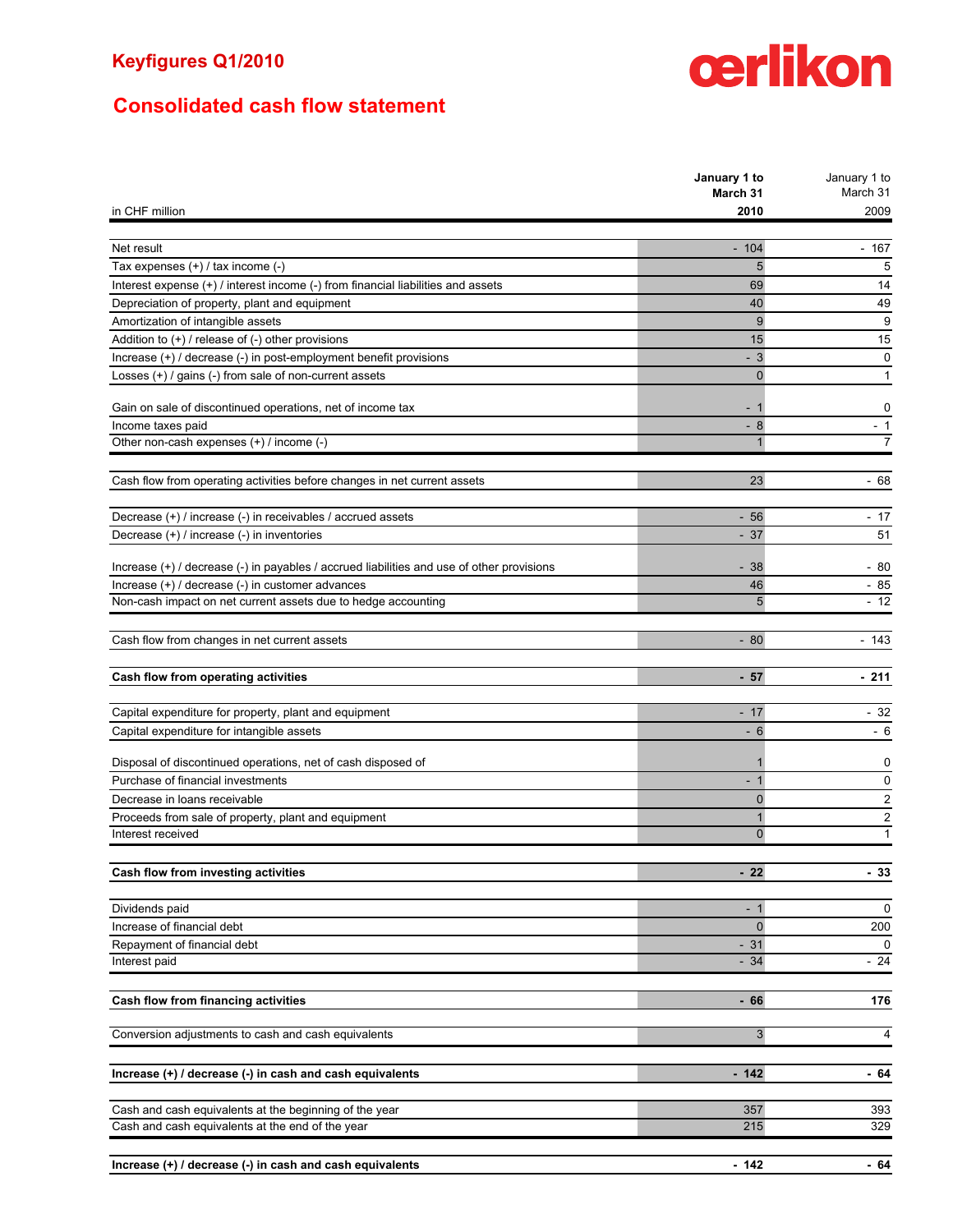# Keyfigures Q1/2010

oerlikon

## Consolidated cash flow statement

| in CHF million | **January 1 to March 31 2010** | January 1 to March 31 2009 |
|---|---|---|
| Net result | - 104 | - 167 |
| Tax expenses (+) / tax income (-) | 5 | 5 |
| Interest expense (+) / interest income (-) from financial liabilities and assets | 69 | 14 |
| Depreciation of property, plant and equipment | 40 | 49 |
| Amortization of intangible assets | 9 | 9 |
| Addition to (+) / release of (-) other provisions | 15 | 15 |
| Increase (+) / decrease (-) in post-employment benefit provisions | - 3 | 0 |
| Losses (+) / gains (-) from sale of non-current assets | 0 | 1 |
| Gain on sale of discontinued operations, net of income tax | - 1 | 0 |
| Income taxes paid | - 8 | - 1 |
| Other non-cash expenses (+) / income (-) | 1 | 7 |
| Cash flow from operating activities before changes in net current assets | 23 | - 68 |
| Decrease (+) / increase (-) in receivables / accrued assets | - 56 | - 17 |
| Decrease (+) / increase (-) in inventories | - 37 | 51 |
| Increase (+) / decrease (-) in payables / accrued liabilities and use of other provisions | - 38 | - 80 |
| Increase (+) / decrease (-) in customer advances | 46 | - 85 |
| Non-cash impact on net current assets due to hedge accounting | 5 | - 12 |
| Cash flow from changes in net current assets | - 80 | - 143 |
| **Cash flow from operating activities** | **- 57** | **- 211** |
| Capital expenditure for property, plant and equipment | - 17 | - 32 |
| Capital expenditure for intangible assets | - 6 | - 6 |
| Disposal of discontinued operations, net of cash disposed of | 1 | 0 |
| Purchase of financial investments | - 1 | 0 |
| Decrease in loans receivable | 0 | 2 |
| Proceeds from sale of property, plant and equipment | 1 | 2 |
| Interest received | 0 | 1 |
| **Cash flow from investing activities** | **- 22** | **- 33** |
| Dividends paid | - 1 | 0 |
| Increase of financial debt | 0 | 200 |
| Repayment of financial debt | - 31 | 0 |
| Interest paid | - 34 | - 24 |
| **Cash flow from financing activities** | **- 66** | **176** |
| Conversion adjustments to cash and cash equivalents | 3 | 4 |
| **Increase (+) / decrease (-) in cash and cash equivalents** | **- 142** | **- 64** |
| Cash and cash equivalents at the beginning of the year | 357 | 393 |
| Cash and cash equivalents at the end of the year | 215 | 329 |
| **Increase (+) / decrease (-) in cash and cash equivalents** | **- 142** | **- 64** |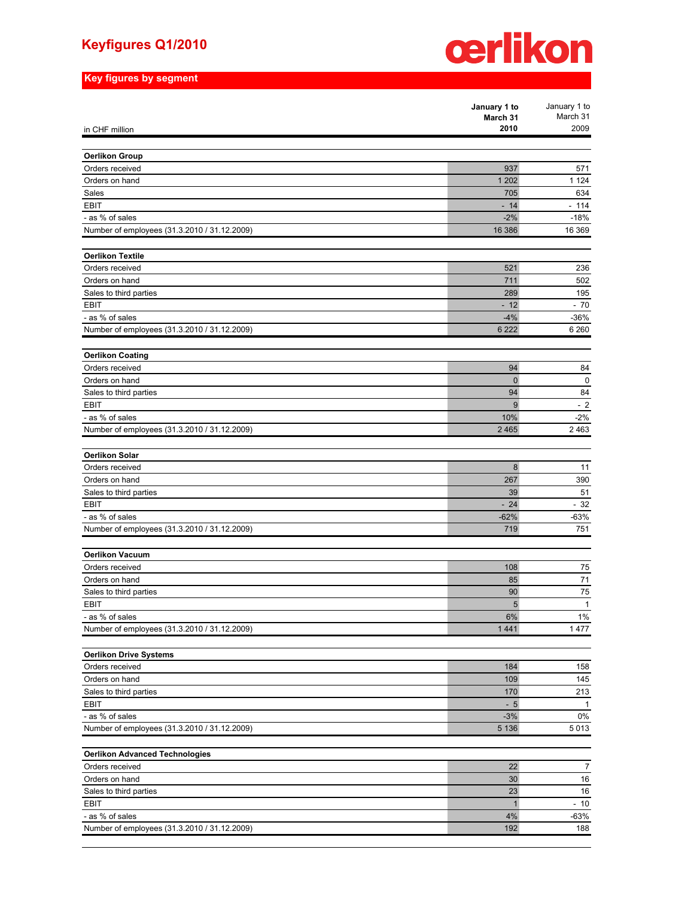# Keyfigures Q1/2010

oerlikon

## Key figures by segment

| in CHF million | January 1 to March 31 2010 | January 1 to March 31 2009 |
|---|---|---|
| **Oerlikon Group** | | |
| Orders received | 937 | 571 |
| Orders on hand | 1 202 | 1 124 |
| Sales | 705 | 634 |
| EBIT | - 14 | - 114 |
| - as % of sales | -2% | -18% |
| Number of employees (31.3.2010 / 31.12.2009) | 16 386 | 16 369 |
| **Oerlikon Textile** | | |
| Orders received | 521 | 236 |
| Orders on hand | 711 | 502 |
| Sales to third parties | 289 | 195 |
| EBIT | - 12 | - 70 |
| - as % of sales | -4% | -36% |
| Number of employees (31.3.2010 / 31.12.2009) | 6 222 | 6 260 |
| **Oerlikon Coating** | | |
| Orders received | 94 | 84 |
| Orders on hand | 0 | 0 |
| Sales to third parties | 94 | 84 |
| EBIT | 9 | - 2 |
| - as % of sales | 10% | -2% |
| Number of employees (31.3.2010 / 31.12.2009) | 2 465 | 2 463 |
| **Oerlikon Solar** | | |
| Orders received | 8 | 11 |
| Orders on hand | 267 | 390 |
| Sales to third parties | 39 | 51 |
| EBIT | - 24 | - 32 |
| - as % of sales | -62% | -63% |
| Number of employees (31.3.2010 / 31.12.2009) | 719 | 751 |
| **Oerlikon Vacuum** | | |
| Orders received | 108 | 75 |
| Orders on hand | 85 | 71 |
| Sales to third parties | 90 | 75 |
| EBIT | 5 | 1 |
| - as % of sales | 6% | 1% |
| Number of employees (31.3.2010 / 31.12.2009) | 1 441 | 1 477 |
| **Oerlikon Drive Systems** | | |
| Orders received | 184 | 158 |
| Orders on hand | 109 | 145 |
| Sales to third parties | 170 | 213 |
| EBIT | - 5 | 1 |
| - as % of sales | -3% | 0% |
| Number of employees (31.3.2010 / 31.12.2009) | 5 136 | 5 013 |
| **Oerlikon Advanced Technologies** | | |
| Orders received | 22 | 7 |
| Orders on hand | 30 | 16 |
| Sales to third parties | 23 | 16 |
| EBIT | 1 | - 10 |
| - as % of sales | 4% | -63% |
| Number of employees (31.3.2010 / 31.12.2009) | 192 | 188 |